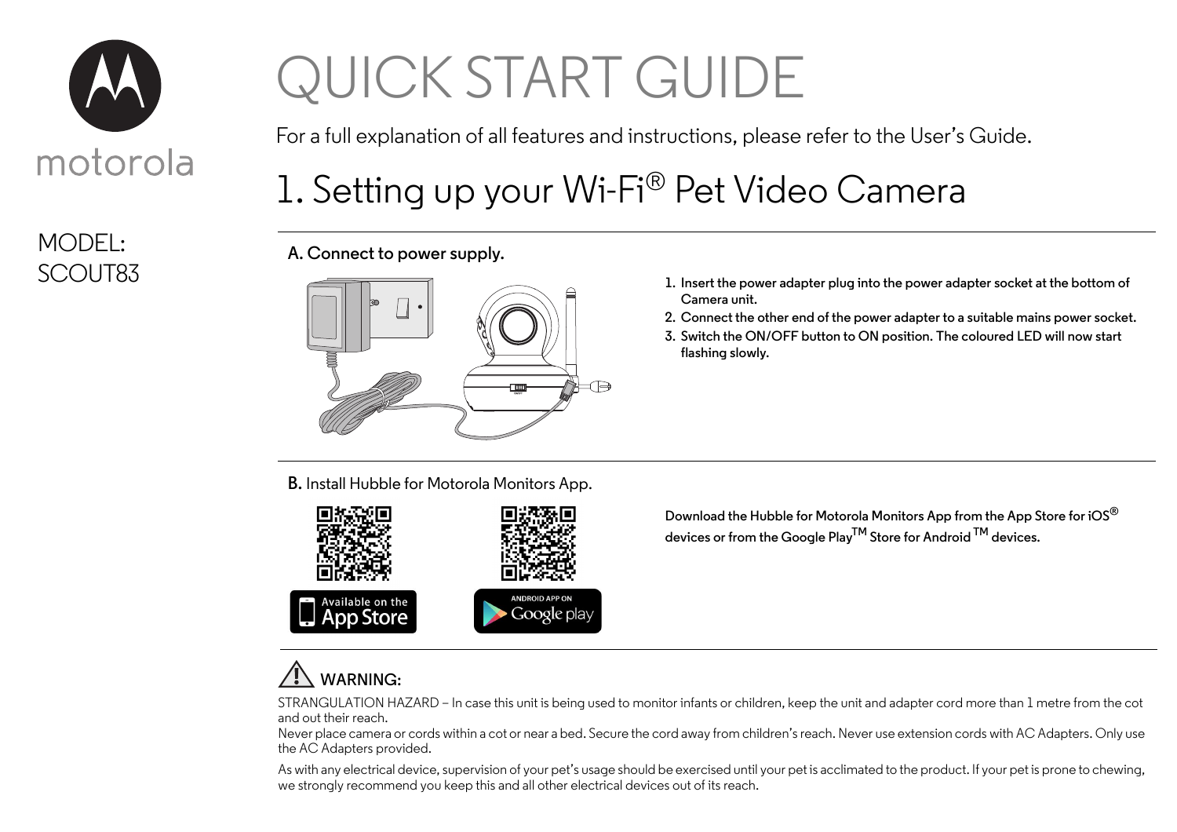motorola

MODEL:
SCOUT83

# QUICK START GUIDE

For a full explanation of all features and instructions, please refer to the User's Guide.

## 1. Setting up your Wi-Fi® Pet Video Camera

### A. Connect to power supply.

1. Insert the power adapter plug into the power adapter socket at the bottom of Camera unit.
2. Connect the other end of the power adapter to a suitable mains power socket.
3. Switch the ON/OFF button to ON position. The coloured LED will now start flashing slowly.

### B. Install Hubble for Motorola Monitors App.

Available on the App Store

ANDROID APP ON Google play

Download the Hubble for Motorola Monitors App from the App Store for iOS® devices or from the Google Play™ Store for Android ™ devices.

### WARNING:

STRANGULATION HAZARD – In case this unit is being used to monitor infants or children, keep the unit and adapter cord more than 1 metre from the cot and out their reach.
Never place camera or cords within a cot or near a bed. Secure the cord away from children's reach. Never use extension cords with AC Adapters. Only use the AC Adapters provided.

As with any electrical device, supervision of your pet's usage should be exercised until your pet is acclimated to the product. If your pet is prone to chewing, we strongly recommend you keep this and all other electrical devices out of its reach.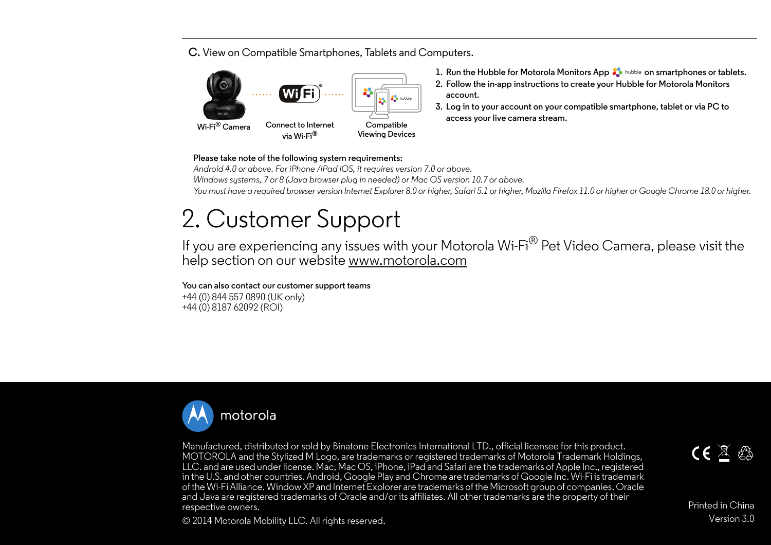**C.** View on Compatible Smartphones, Tablets and Computers.

Wi-Fi® Camera

Connect to Internet via Wi-Fi®

Compatible Viewing Devices

1. Run the Hubble for Motorola Monitors App on smartphones or tablets.
2. Follow the in-app instructions to create your Hubble for Motorola Monitors account.
3. Log in to your account on your compatible smartphone, tablet or via PC to access your live camera stream.

**Please take note of the following system requirements:**

*Android 4.0 or above. For iPhone /iPad iOS, it requires version 7.0 or above.*
*Windows systems, 7 or 8 (Java browser plug in needed) or Mac OS version 10.7 or above.*
*You must have a required browser version Internet Explorer 8.0 or higher, Safari 5.1 or higher, Mozilla Firefox 11.0 or higher or Google Chrome 18.0 or higher.*

# 2. Customer Support

If you are experiencing any issues with your Motorola Wi-Fi® Pet Video Camera, please visit the help section on our website www.motorola.com

**You can also contact our customer support teams**

+44 (0) 844 557 0890 (UK only)
+44 (0) 8187 62092 (ROI)

motorola

Manufactured, distributed or sold by Binatone Electronics International LTD., official licensee for this product. MOTOROLA and the Stylized M Logo, are trademarks or registered trademarks of Motorola Trademark Holdings, LLC. and are used under license. Mac, Mac OS, iPhone, iPad and Safari are the trademarks of Apple Inc., registered in the U.S. and other countries. Android, Google Play and Chrome are trademarks of Google Inc. Wi-Fi is trademark of the Wi-Fi Alliance. Window XP and Internet Explorer are trademarks of the Microsoft group of companies. Oracle and Java are registered trademarks of Oracle and/or its affiliates. All other trademarks are the property of their respective owners.

© 2014 Motorola Mobility LLC. All rights reserved.

Printed in China
Version 3.0